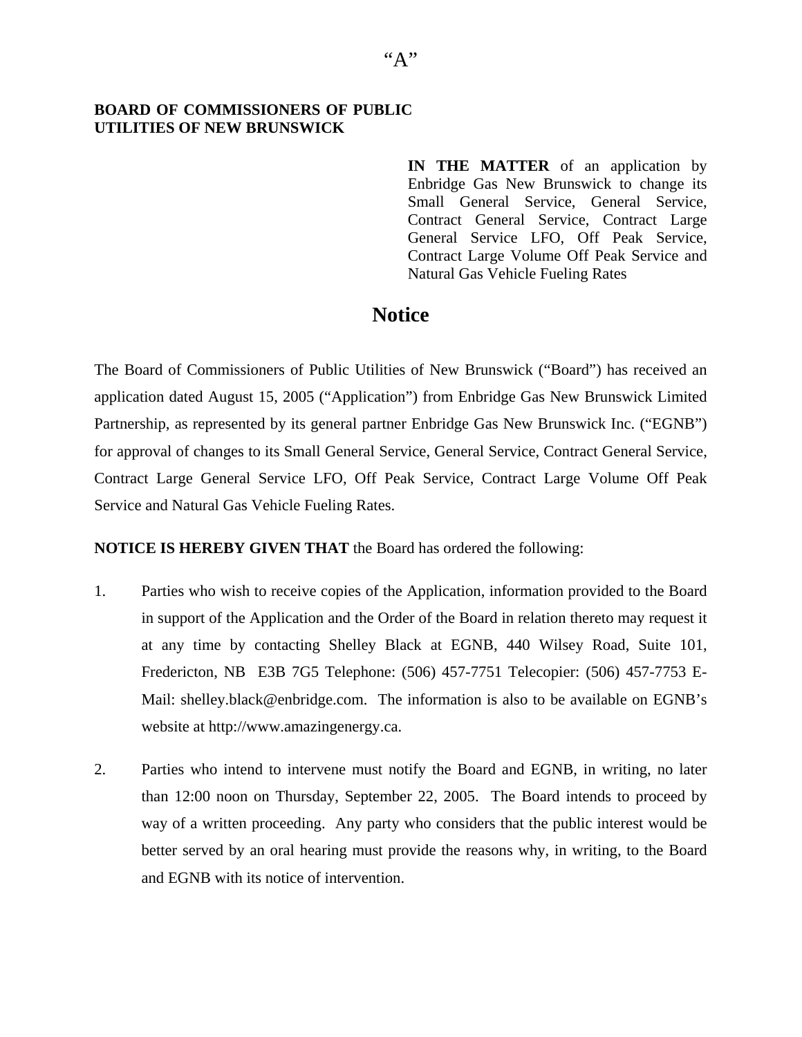“A”

**BOARD OF COMMISSIONERS OF PUBLIC UTILITIES OF NEW BRUNSWICK**

**IN THE MATTER** of an application by Enbridge Gas New Brunswick to change its Small General Service, General Service, Contract General Service, Contract Large General Service LFO, Off Peak Service, Contract Large Volume Off Peak Service and Natural Gas Vehicle Fueling Rates

# Notice

The Board of Commissioners of Public Utilities of New Brunswick (“Board”) has received an application dated August 15, 2005 (“Application”) from Enbridge Gas New Brunswick Limited Partnership, as represented by its general partner Enbridge Gas New Brunswick Inc. (“EGNB”) for approval of changes to its Small General Service, General Service, Contract General Service, Contract Large General Service LFO, Off Peak Service, Contract Large Volume Off Peak Service and Natural Gas Vehicle Fueling Rates.

**NOTICE IS HEREBY GIVEN THAT** the Board has ordered the following:

1. Parties who wish to receive copies of the Application, information provided to the Board in support of the Application and the Order of the Board in relation thereto may request it at any time by contacting Shelley Black at EGNB, 440 Wilsey Road, Suite 101, Fredericton, NB E3B 7G5 Telephone: (506) 457-7751 Telecopier: (506) 457-7753 E-Mail: shelley.black@enbridge.com. The information is also to be available on EGNB’s website at http://www.amazingenergy.ca.

2. Parties who intend to intervene must notify the Board and EGNB, in writing, no later than 12:00 noon on Thursday, September 22, 2005. The Board intends to proceed by way of a written proceeding. Any party who considers that the public interest would be better served by an oral hearing must provide the reasons why, in writing, to the Board and EGNB with its notice of intervention.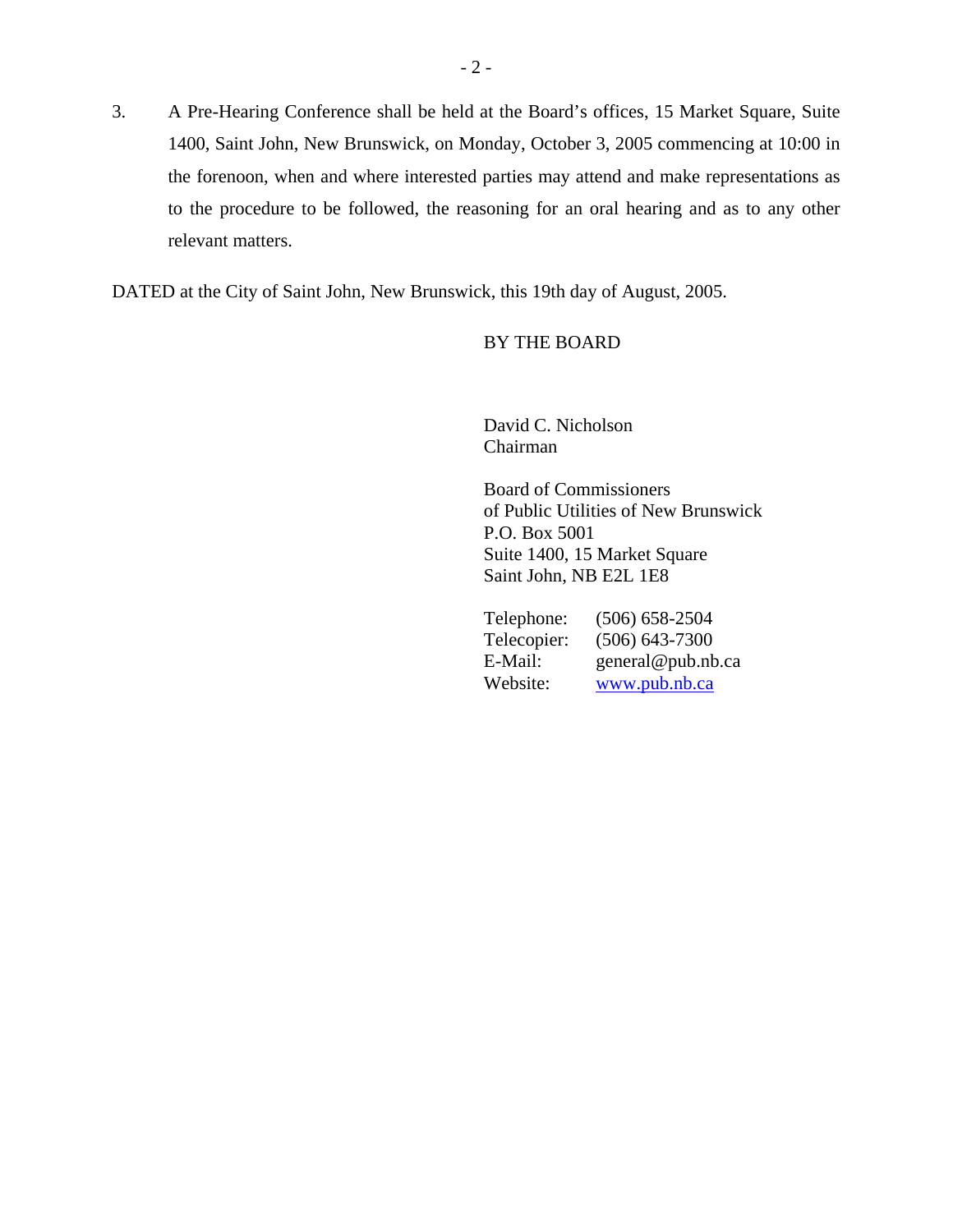3. A Pre-Hearing Conference shall be held at the Board's offices, 15 Market Square, Suite 1400, Saint John, New Brunswick, on Monday, October 3, 2005 commencing at 10:00 in the forenoon, when and where interested parties may attend and make representations as to the procedure to be followed, the reasoning for an oral hearing and as to any other relevant matters.

DATED at the City of Saint John, New Brunswick, this 19th day of August, 2005.

BY THE BOARD

David C. Nicholson
Chairman

Board of Commissioners
of Public Utilities of New Brunswick
P.O. Box 5001
Suite 1400, 15 Market Square
Saint John, NB E2L 1E8

Telephone: (506) 658-2504
Telecopier: (506) 643-7300
E-Mail: general@pub.nb.ca
Website: www.pub.nb.ca